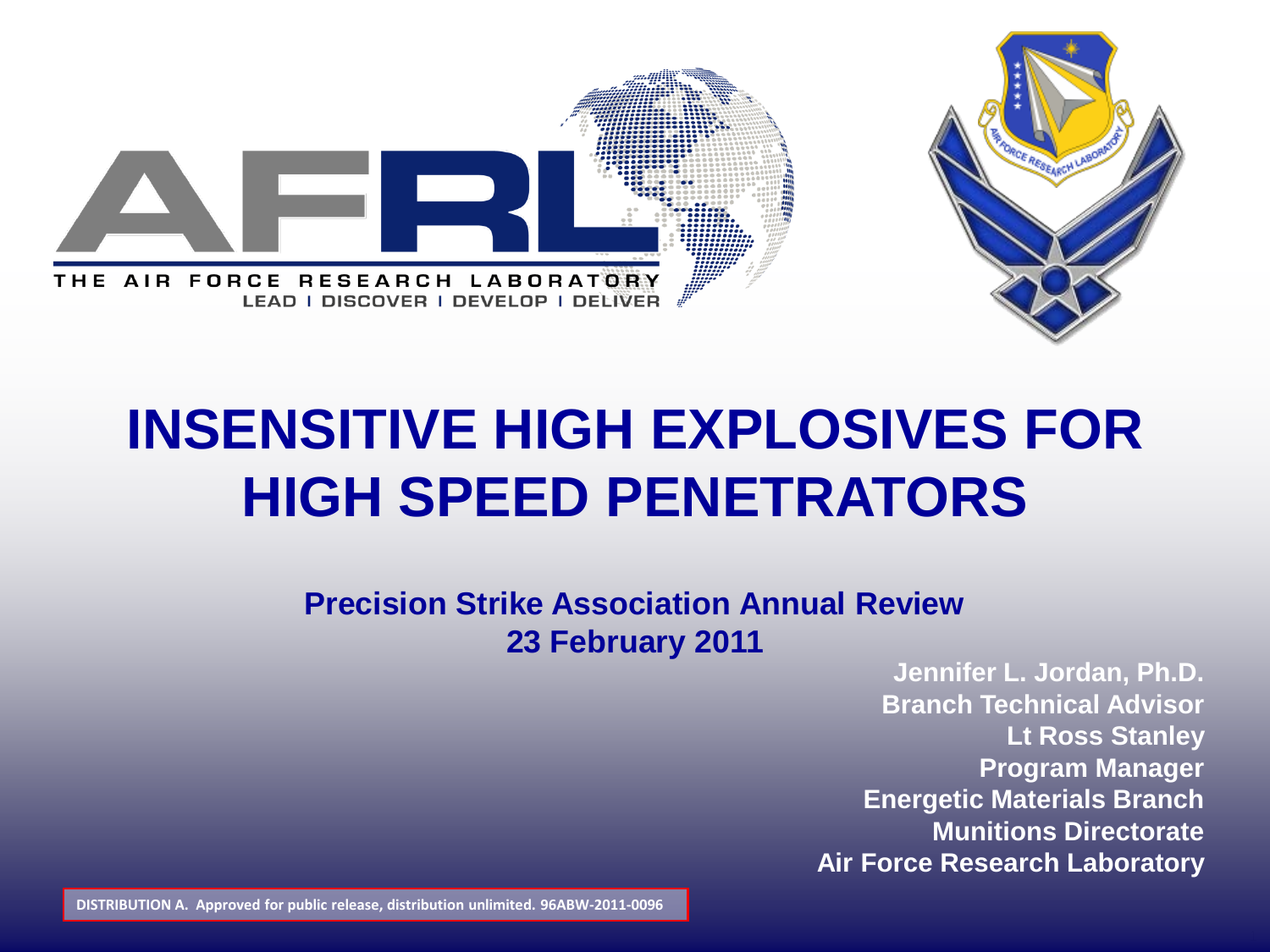AFRL

THE AIR FORCE RESEARCH LABORATORY

LEAD | DISCOVER | DEVELOP | DELIVER

# INSENSITIVE HIGH EXPLOSIVES FOR HIGH SPEED PENETRATORS

**Precision Strike Association Annual Review**
**23 February 2011**

**Jennifer L. Jordan, Ph.D.**
**Branch Technical Advisor**
**Lt Ross Stanley**
**Program Manager**
**Energetic Materials Branch**
**Munitions Directorate**
**Air Force Research Laboratory**

**DISTRIBUTION A. Approved for public release, distribution unlimited. 96ABW-2011-0096**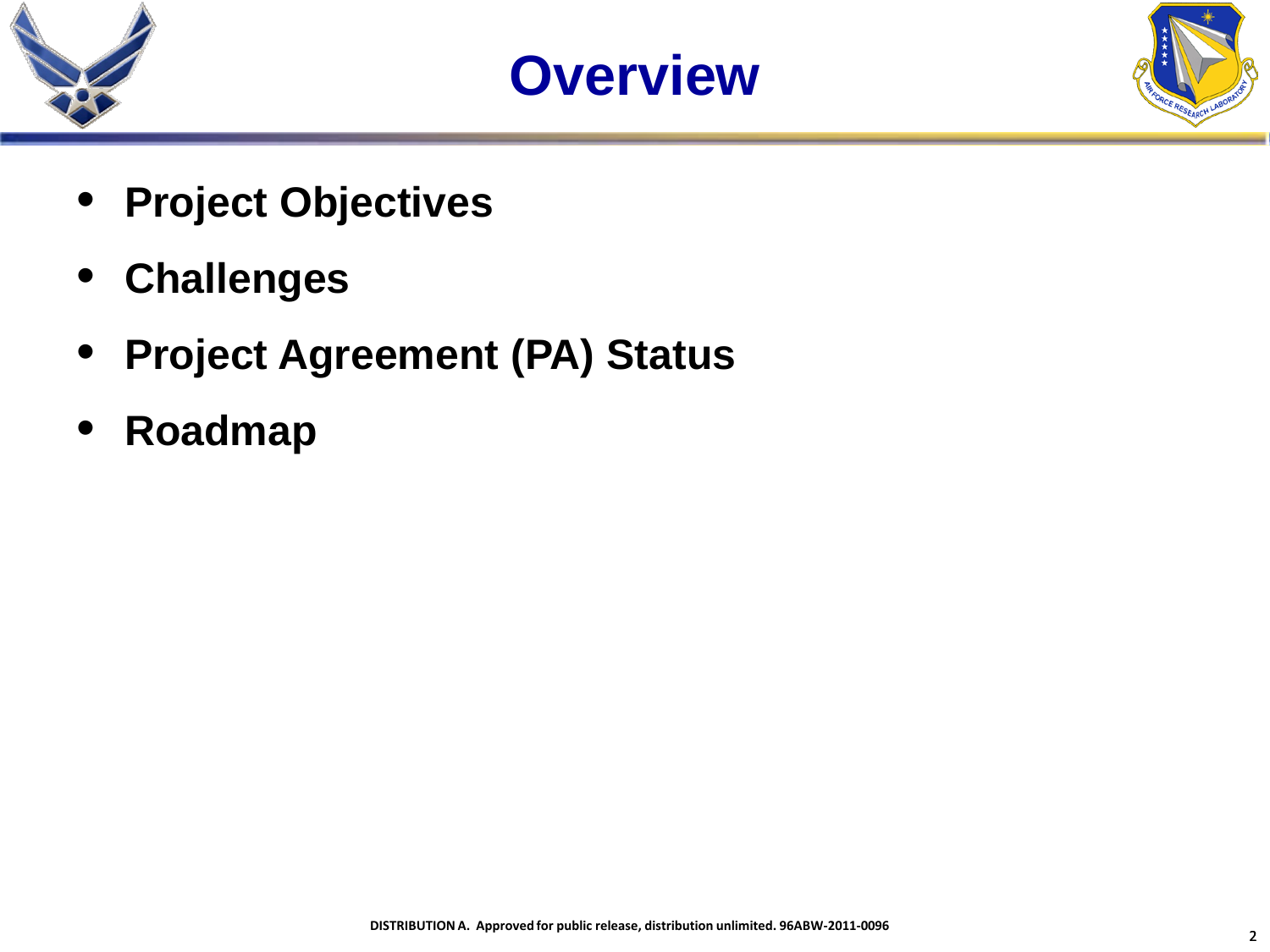# Overview

- **Project Objectives**
- **Challenges**
- **Project Agreement (PA) Status**
- **Roadmap**

**DISTRIBUTION A. Approved for public release, distribution unlimited. 96ABW-2011-0096**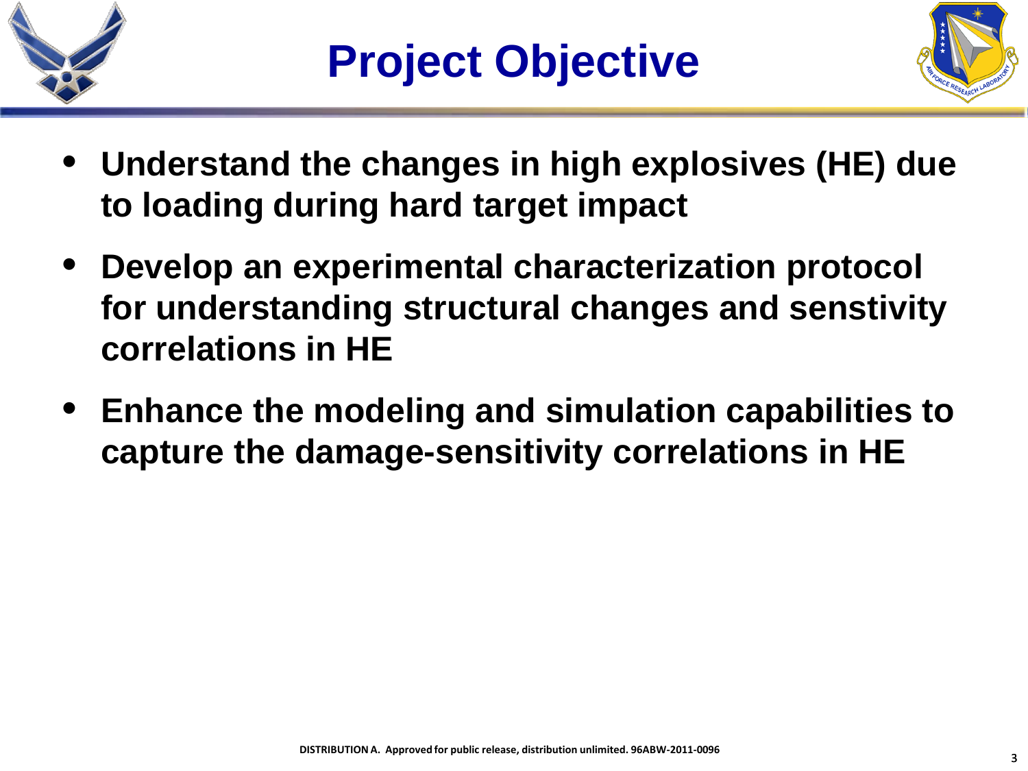# Project Objective

- **Understand the changes in high explosives (HE) due to loading during hard target impact**
- **Develop an experimental characterization protocol for understanding structural changes and senstivity correlations in HE**
- **Enhance the modeling and simulation capabilities to capture the damage-sensitivity correlations in HE**

DISTRIBUTION A. Approved for public release, distribution unlimited. 96ABW-2011-0096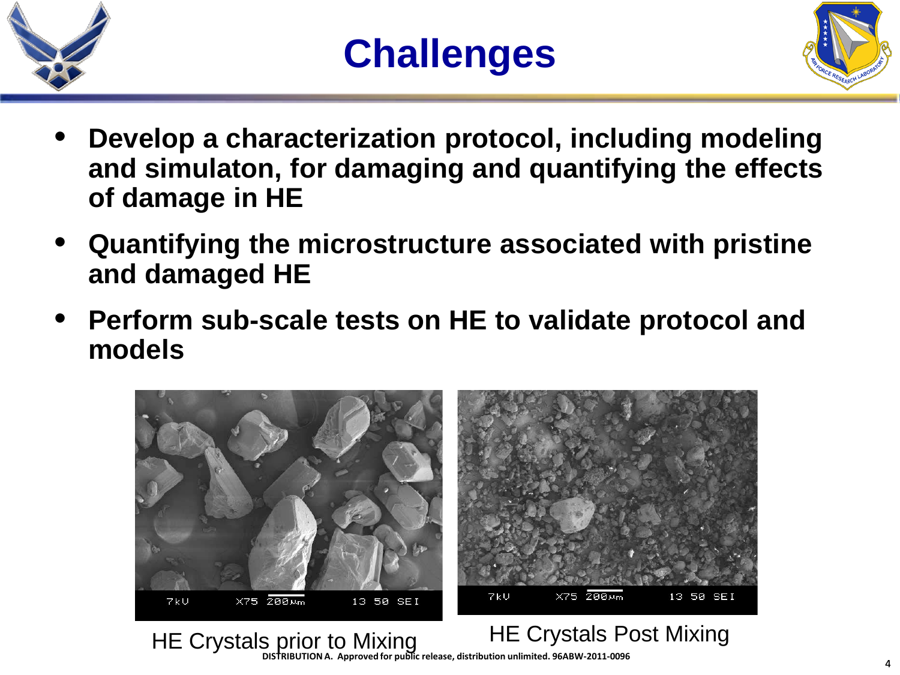# Challenges

- **Develop a characterization protocol, including modeling and simulaton, for damaging and quantifying the effects of damage in HE**
- **Quantifying the microstructure associated with pristine and damaged HE**
- **Perform sub-scale tests on HE to validate protocol and models**

HE Crystals prior to Mixing

HE Crystals Post Mixing

**DISTRIBUTION A. Approved for public release, distribution unlimited. 96ABW-2011-0096**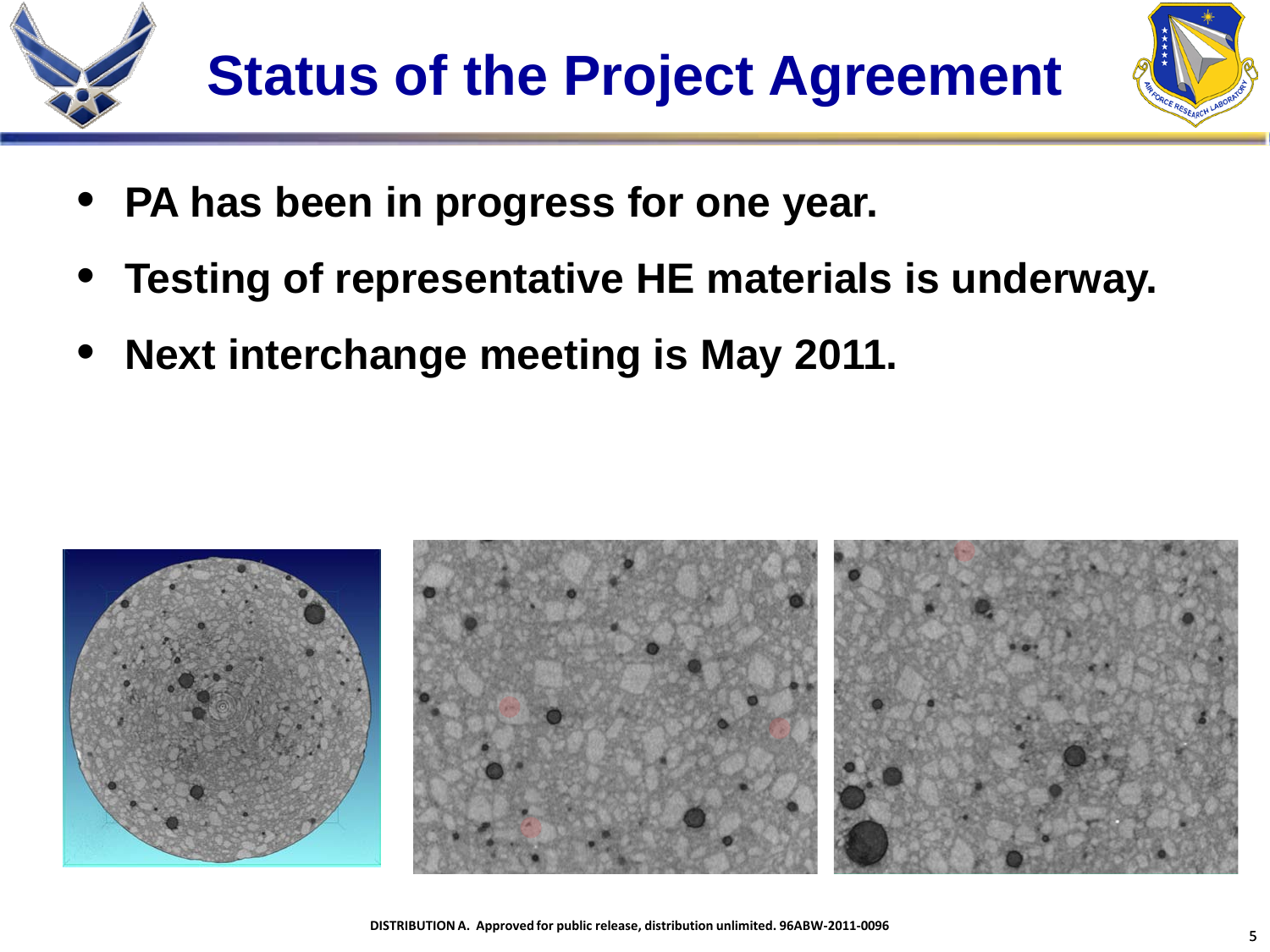# Status of the Project Agreement

- PA has been in progress for one year.
- Testing of representative HE materials is underway.
- Next interchange meeting is May 2011.

DISTRIBUTION A. Approved for public release, distribution unlimited. 96ABW-2011-0096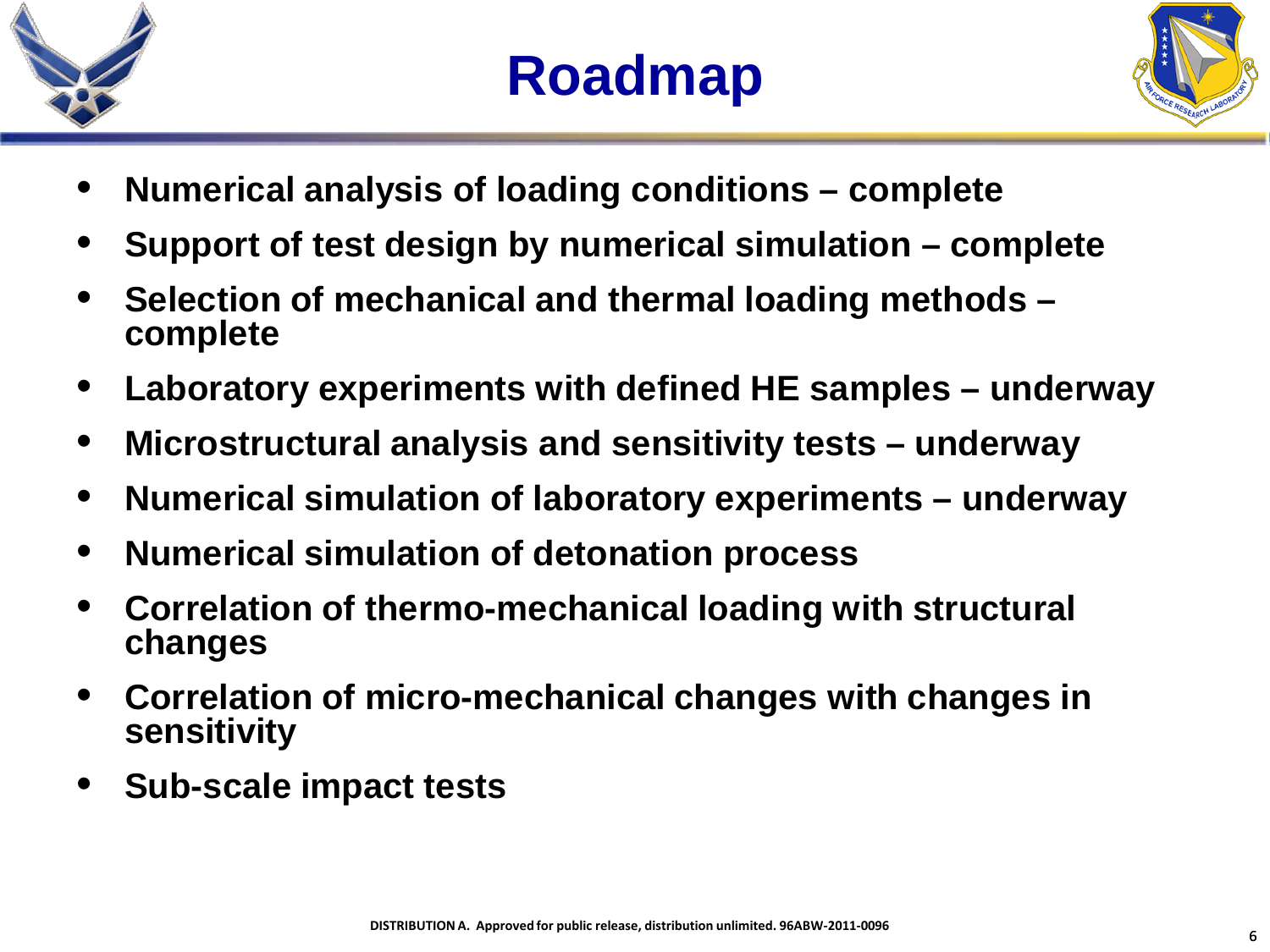# Roadmap

- **Numerical analysis of loading conditions – complete**
- **Support of test design by numerical simulation – complete**
- **Selection of mechanical and thermal loading methods – complete**
- **Laboratory experiments with defined HE samples – underway**
- **Microstructural analysis and sensitivity tests – underway**
- **Numerical simulation of laboratory experiments – underway**
- **Numerical simulation of detonation process**
- **Correlation of thermo-mechanical loading with structural changes**
- **Correlation of micro-mechanical changes with changes in sensitivity**
- **Sub-scale impact tests**

**DISTRIBUTION A. Approved for public release, distribution unlimited. 96ABW-2011-0096**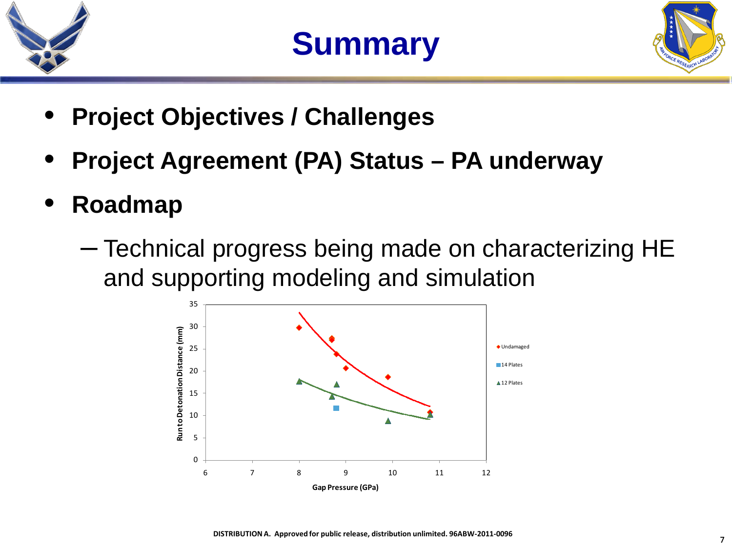# Summary

- **Project Objectives / Challenges**
- **Project Agreement (PA) Status – PA underway**
- **Roadmap**
  - Technical progress being made on characterizing HE and supporting modeling and simulation

Run to Detonation Distance (mm)

35
30
25
20
15
10
5
0

6
7
8
9
10
11
12

Gap Pressure (GPa)

Undamaged
14 Plates
12 Plates

DISTRIBUTION A. Approved for public release, distribution unlimited. 96ABW-2011-0096